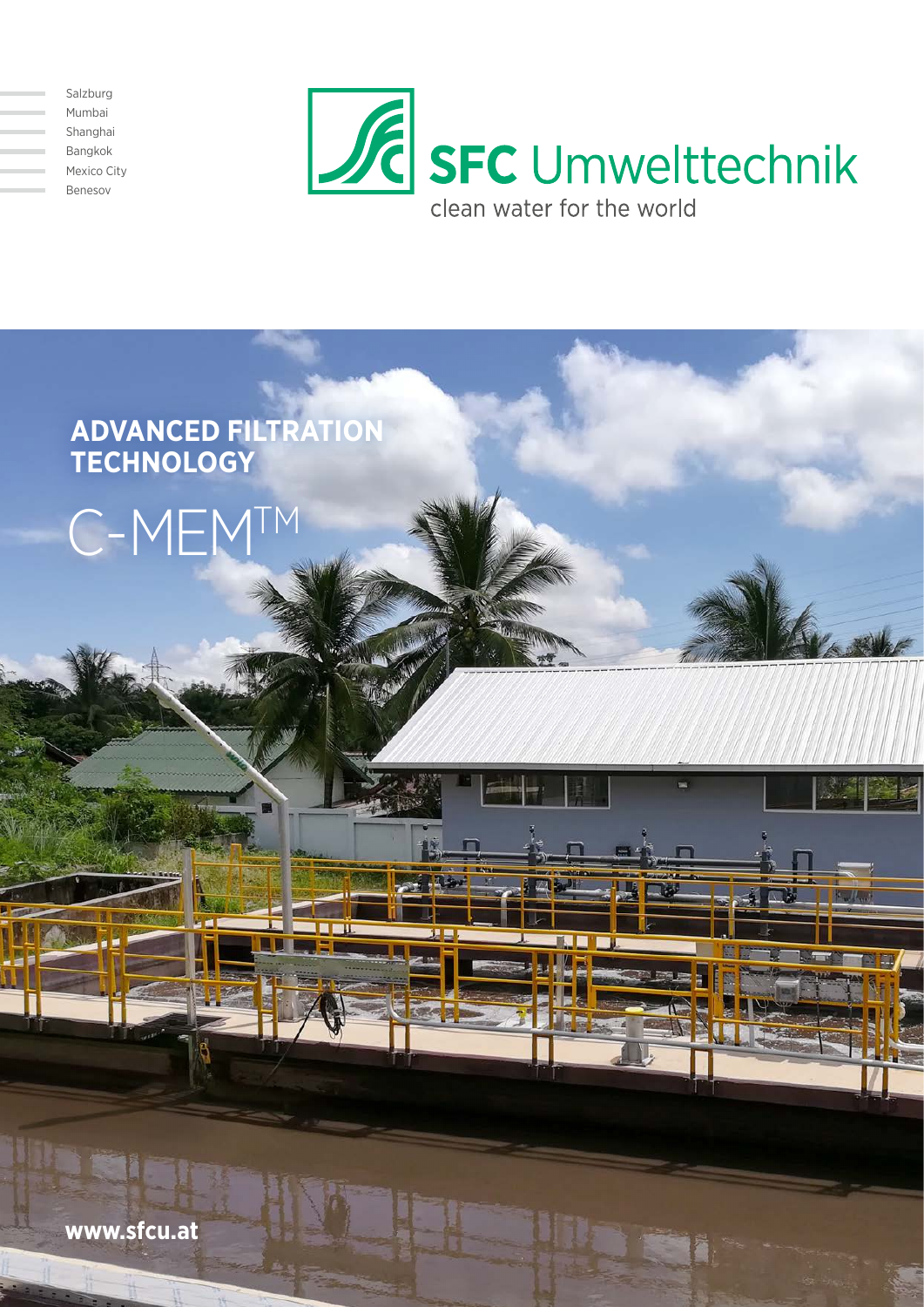Salzburg
Mumbai
Shanghai
Bangkok
Mexico City
Benesov

**SFC Umwelttechnik**

clean water for the world

# ADVANCED FILTRATION TECHNOLOGY

# C-MEM™

**www.sfcu.at**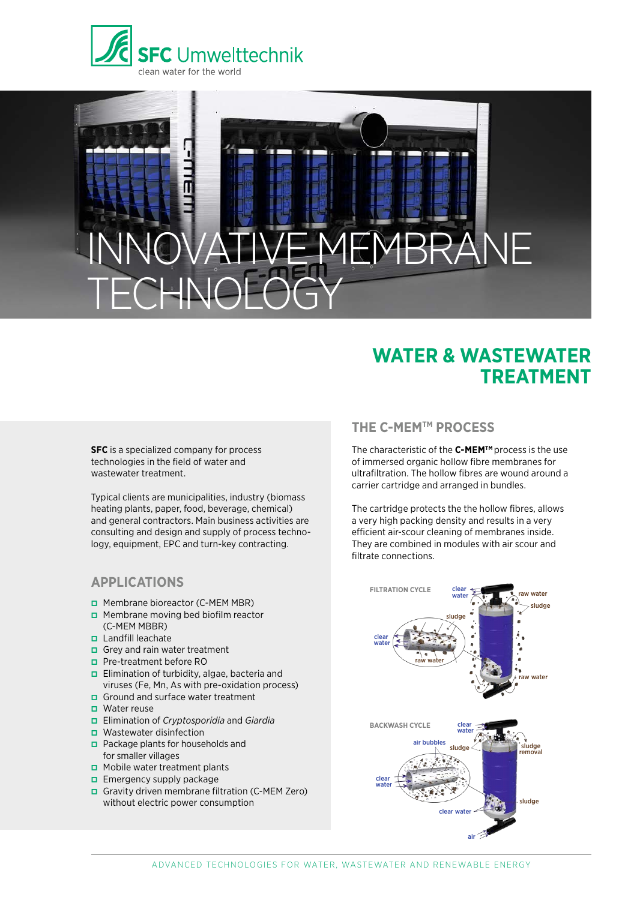SFC Umwelttechnik

clean water for the world

# INNOVATIVE MEMBRANE TECHNOLOGY

## WATER & WASTEWATER TREATMENT

**SFC** is a specialized company for process technologies in the field of water and wastewater treatment.

Typical clients are municipalities, industry (biomass heating plants, paper, food, beverage, chemical) and general contractors. Main business activities are consulting and design and supply of process technology, equipment, EPC and turn-key contracting.

### APPLICATIONS

- Membrane bioreactor (C-MEM MBR)
- Membrane moving bed biofilm reactor (C-MEM MBBR)
- Landfill leachate
- Grey and rain water treatment
- Pre-treatment before RO
- Elimination of turbidity, algae, bacteria and viruses (Fe, Mn, As with pre-oxidation process)
- Ground and surface water treatment
- Water reuse
- Elimination of *Cryptosporidia* and *Giardia*
- Wastewater disinfection
- Package plants for households and for smaller villages
- Mobile water treatment plants
- Emergency supply package
- Gravity driven membrane filtration (C-MEM Zero) without electric power consumption

### THE C-MEM™ PROCESS

The characteristic of the **C-MEM™** process is the use of immersed organic hollow fibre membranes for ultrafiltration. The hollow fibres are wound around a carrier cartridge and arranged in bundles.

The cartridge protects the the hollow fibres, allows a very high packing density and results in a very efficient air-scour cleaning of membranes inside. They are combined in modules with air scour and filtrate connections.

FILTRATION CYCLE

BACKWASH CYCLE

ADVANCED TECHNOLOGIES FOR WATER, WASTEWATER AND RENEWABLE ENERGY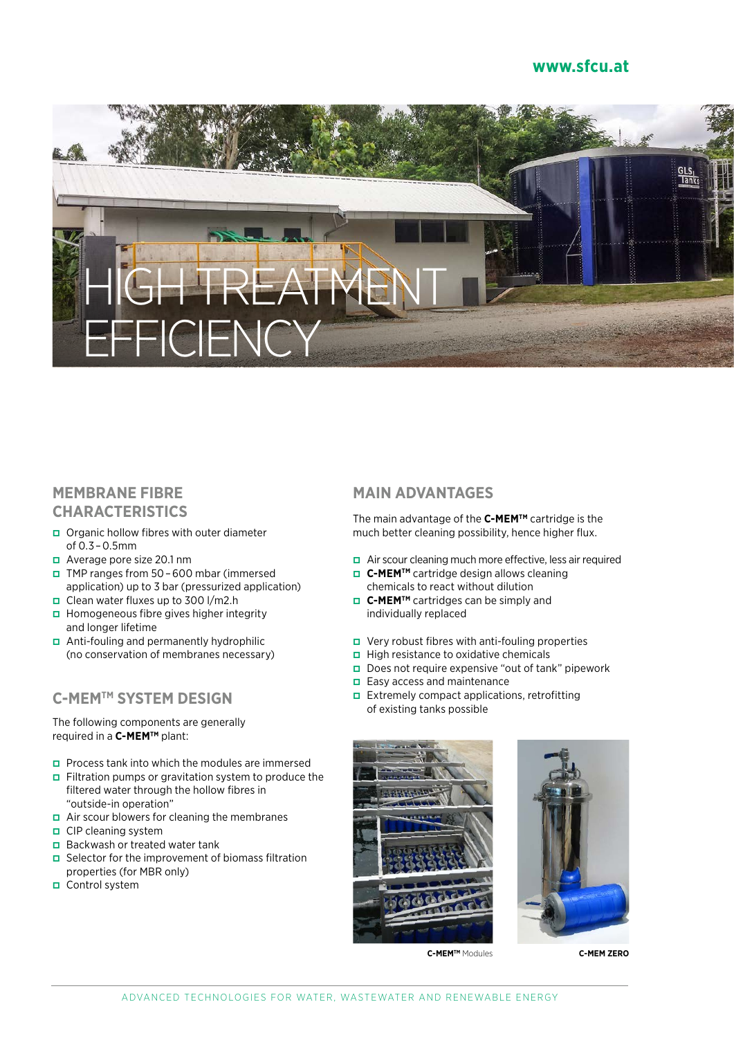# HIGH TREATMENT EFFICIENCY

## MEMBRANE FIBRE CHARACTERISTICS

- Organic hollow fibres with outer diameter of 0.3 – 0.5mm
- Average pore size 20.1 nm
- TMP ranges from 50 – 600 mbar (immersed application) up to 3 bar (pressurized application)
- Clean water fluxes up to 300 l/m2.h
- Homogeneous fibre gives higher integrity and longer lifetime
- Anti-fouling and permanently hydrophilic (no conservation of membranes necessary)

## C-MEM™ SYSTEM DESIGN

The following components are generally required in a **C-MEM™** plant:

- Process tank into which the modules are immersed
- Filtration pumps or gravitation system to produce the filtered water through the hollow fibres in "outside-in operation"
- Air scour blowers for cleaning the membranes
- CIP cleaning system
- Backwash or treated water tank
- Selector for the improvement of biomass filtration properties (for MBR only)
- Control system

## MAIN ADVANTAGES

The main advantage of the **C-MEM™** cartridge is the much better cleaning possibility, hence higher flux.

- Air scour cleaning much more effective, less air required
- **C-MEM™** cartridge design allows cleaning chemicals to react without dilution
- **C-MEM™** cartridges can be simply and individually replaced

- Very robust fibres with anti-fouling properties
- High resistance to oxidative chemicals
- Does not require expensive "out of tank" pipework
- Easy access and maintenance
- Extremely compact applications, retrofitting of existing tanks possible

**C-MEM™** Modules

**C-MEM ZERO**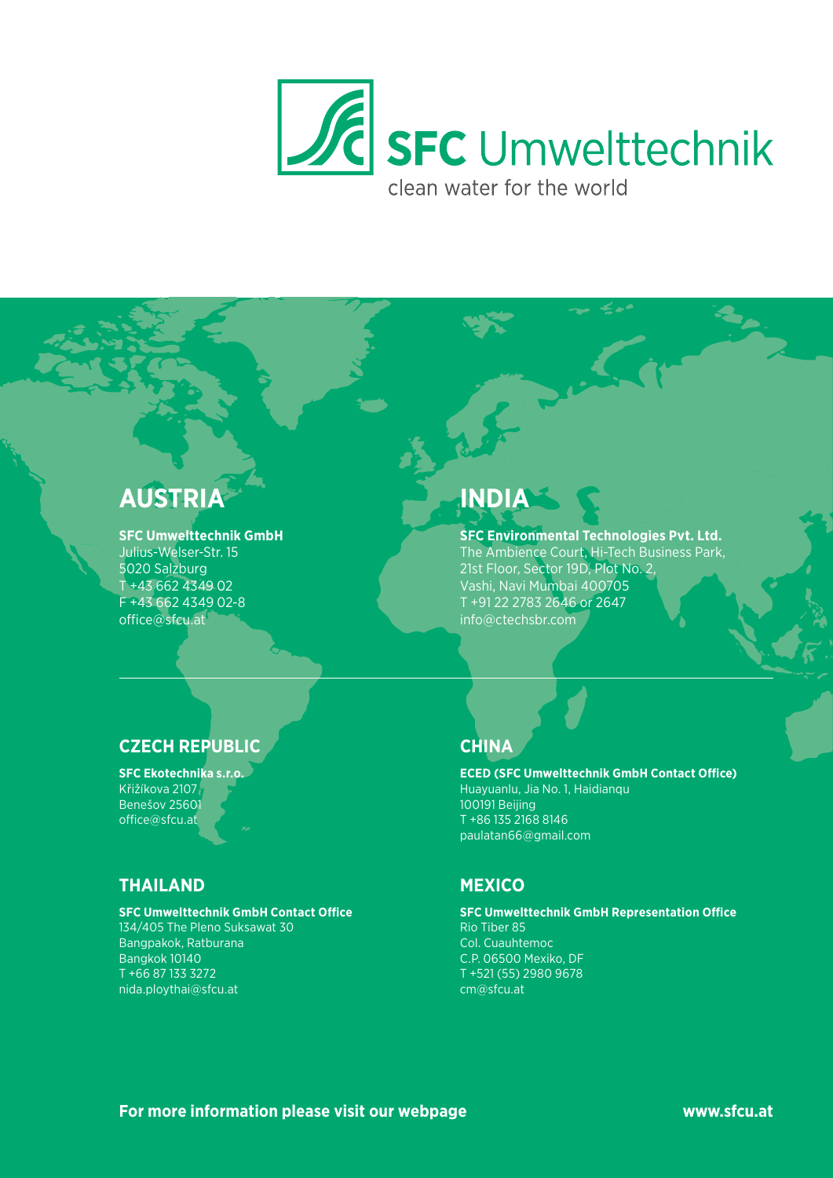SFC Umwelttechnik

clean water for the world

## AUSTRIA

**SFC Umwelttechnik GmbH**
Julius-Welser-Str. 15
5020 Salzburg
T +43 662 4349 02
F +43 662 4349 02-8
office@sfcu.at

## INDIA

**SFC Environmental Technologies Pvt. Ltd.**
The Ambience Court, Hi-Tech Business Park,
21st Floor, Sector 19D, Plot No. 2,
Vashi, Navi Mumbai 400705
T +91 22 2783 2646 or 2647
info@ctechsbr.com

### CZECH REPUBLIC

**SFC Ekotechnika s.r.o.**
Křižíkova 2107
Benešov 25601
office@sfcu.at

### CHINA

**ECED (SFC Umwelttechnik GmbH Contact Office)**
Huayuanlu, Jia No. 1, Haidianqu
100191 Beijing
T +86 135 2168 8146
paulatan66@gmail.com

### THAILAND

**SFC Umwelttechnik GmbH Contact Office**
134/405 The Pleno Suksawat 30
Bangpakok, Ratburana
Bangkok 10140
T +66 87 133 3272
nida.ploythai@sfcu.at

### MEXICO

**SFC Umwelttechnik GmbH Representation Office**
Rio Tiber 85
Col. Cuauhtemoc
C.P. 06500 Mexiko, DF
T +521 (55) 2980 9678
cm@sfcu.at

**For more information please visit our webpage** **www.sfcu.at**